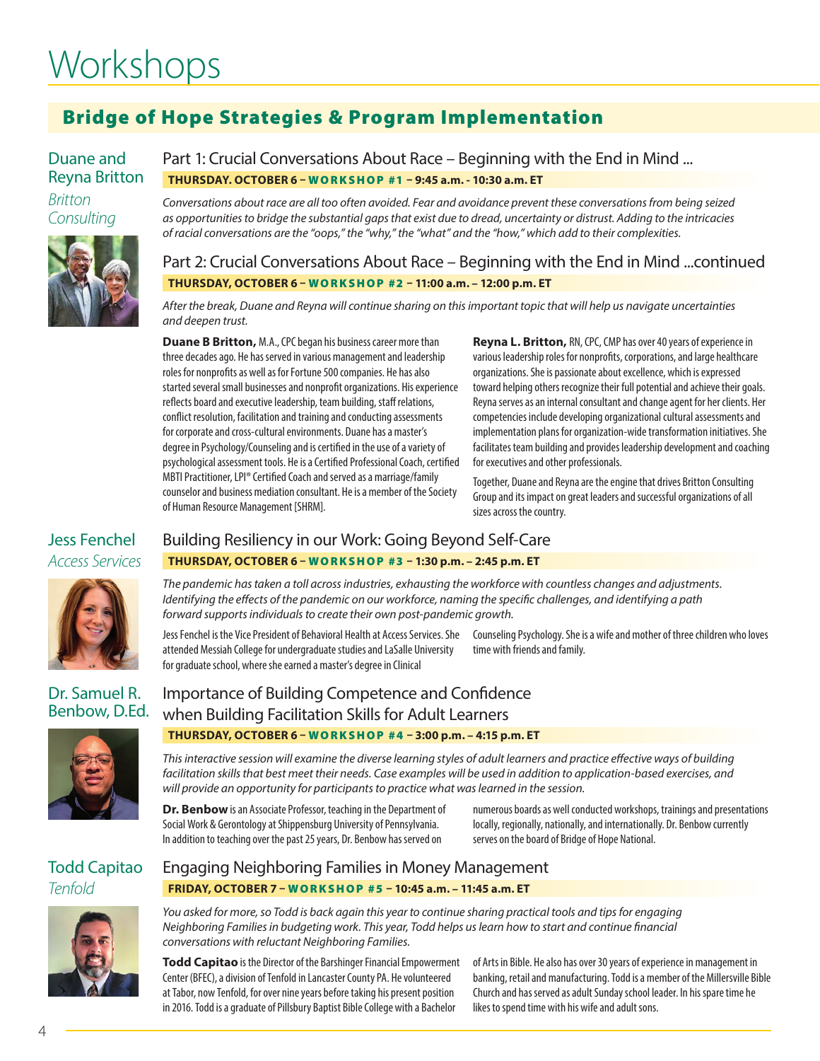# Workshops

## Bridge of Hope Strategies & Program Implementation

### Duane and Reyna Britton
*Britton Consulting*

### Part 1: Crucial Conversations About Race – Beginning with the End in Mind ...

**THURSDAY. OCTOBER 6 – WORKSHOP #1 – 9:45 a.m. - 10:30 a.m. ET**

*Conversations about race are all too often avoided. Fear and avoidance prevent these conversations from being seized as opportunities to bridge the substantial gaps that exist due to dread, uncertainty or distrust. Adding to the intricacies of racial conversations are the "oops," the "why," the "what" and the "how," which add to their complexities.*

### Part 2: Crucial Conversations About Race – Beginning with the End in Mind ...continued

**THURSDAY, OCTOBER 6 – WORKSHOP #2 – 11:00 a.m. – 12:00 p.m. ET**

*After the break, Duane and Reyna will continue sharing on this important topic that will help us navigate uncertainties and deepen trust.*

**Duane B Britton,** M.A., CPC began his business career more than three decades ago. He has served in various management and leadership roles for nonprofits as well as for Fortune 500 companies. He has also started several small businesses and nonprofit organizations. His experience reflects board and executive leadership, team building, staff relations, conflict resolution, facilitation and training and conducting assessments for corporate and cross-cultural environments. Duane has a master's degree in Psychology/Counseling and is certified in the use of a variety of psychological assessment tools. He is a Certified Professional Coach, certified MBTI Practitioner, LPI® Certified Coach and served as a marriage/family counselor and business mediation consultant. He is a member of the Society of Human Resource Management [SHRM].

**Reyna L. Britton,** RN, CPC, CMP has over 40 years of experience in various leadership roles for nonprofits, corporations, and large healthcare organizations. She is passionate about excellence, which is expressed toward helping others recognize their full potential and achieve their goals. Reyna serves as an internal consultant and change agent for her clients. Her competencies include developing organizational cultural assessments and implementation plans for organization-wide transformation initiatives. She facilitates team building and provides leadership development and coaching for executives and other professionals.

Together, Duane and Reyna are the engine that drives Britton Consulting Group and its impact on great leaders and successful organizations of all sizes across the country.

### Jess Fenchel
*Access Services*

### Building Resiliency in our Work: Going Beyond Self-Care

**THURSDAY, OCTOBER 6 – WORKSHOP #3 – 1:30 p.m. – 2:45 p.m. ET**

*The pandemic has taken a toll across industries, exhausting the workforce with countless changes and adjustments. Identifying the effects of the pandemic on our workforce, naming the specific challenges, and identifying a path forward supports individuals to create their own post-pandemic growth.*

Jess Fenchel is the Vice President of Behavioral Health at Access Services. She attended Messiah College for undergraduate studies and LaSalle University for graduate school, where she earned a master's degree in Clinical Counseling Psychology. She is a wife and mother of three children who loves time with friends and family.

### Dr. Samuel R. Benbow, D.Ed.

### Importance of Building Competence and Confidence when Building Facilitation Skills for Adult Learners

**THURSDAY, OCTOBER 6 – WORKSHOP #4 – 3:00 p.m. – 4:15 p.m. ET**

*This interactive session will examine the diverse learning styles of adult learners and practice effective ways of building facilitation skills that best meet their needs. Case examples will be used in addition to application-based exercises, and will provide an opportunity for participants to practice what was learned in the session.*

**Dr. Benbow** is an Associate Professor, teaching in the Department of Social Work & Gerontology at Shippensburg University of Pennsylvania. In addition to teaching over the past 25 years, Dr. Benbow has served on numerous boards as well conducted workshops, trainings and presentations locally, regionally, nationally, and internationally. Dr. Benbow currently serves on the board of Bridge of Hope National.

### Todd Capitao
*Tenfold*

### Engaging Neighboring Families in Money Management

**FRIDAY, OCTOBER 7 – WORKSHOP #5 – 10:45 a.m. – 11:45 a.m. ET**

*You asked for more, so Todd is back again this year to continue sharing practical tools and tips for engaging Neighboring Families in budgeting work. This year, Todd helps us learn how to start and continue financial conversations with reluctant Neighboring Families.*

**Todd Capitao** is the Director of the Barshinger Financial Empowerment Center (BFEC), a division of Tenfold in Lancaster County PA. He volunteered at Tabor, now Tenfold, for over nine years before taking his present position in 2016. Todd is a graduate of Pillsbury Baptist Bible College with a Bachelor of Arts in Bible. He also has over 30 years of experience in management in banking, retail and manufacturing. Todd is a member of the Millersville Bible Church and has served as adult Sunday school leader. In his spare time he likes to spend time with his wife and adult sons.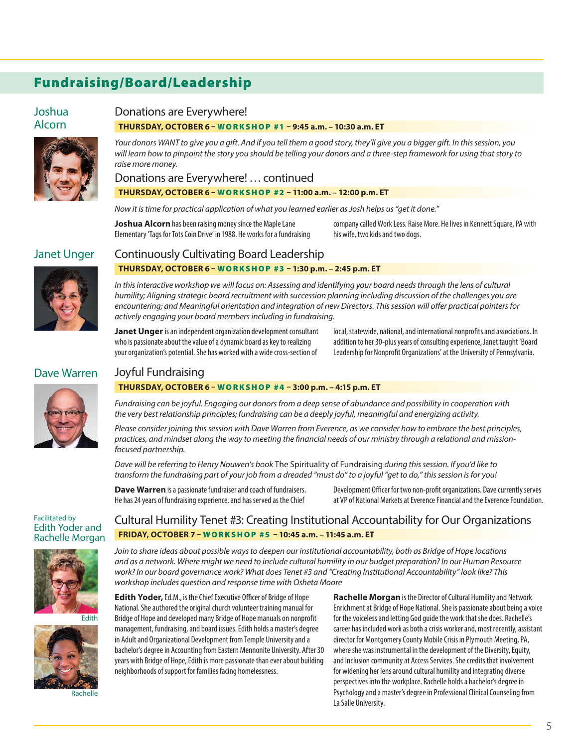# Fundraising/Board/Leadership

## Joshua Alcorn

### Donations are Everywhere!

**THURSDAY, OCTOBER 6 – WORKSHOP #1 – 9:45 a.m. – 10:30 a.m. ET**

*Your donors WANT to give you a gift. And if you tell them a good story, they'll give you a bigger gift. In this session, you will learn how to pinpoint the story you should be telling your donors and a three-step framework for using that story to raise more money.*

### Donations are Everywhere! … continued

**THURSDAY, OCTOBER 6 – WORKSHOP #2 – 11:00 a.m. – 12:00 p.m. ET**

*Now it is time for practical application of what you learned earlier as Josh helps us "get it done."*

**Joshua Alcorn** has been raising money since the Maple Lane Elementary 'Tags for Tots Coin Drive' in 1988. He works for a fundraising company called Work Less. Raise More. He lives in Kennett Square, PA with his wife, two kids and two dogs.

## Janet Unger

### Continuously Cultivating Board Leadership

**THURSDAY, OCTOBER 6 – WORKSHOP #3 – 1:30 p.m. – 2:45 p.m. ET**

*In this interactive workshop we will focus on: Assessing and identifying your board needs through the lens of cultural humility; Aligning strategic board recruitment with succession planning including discussion of the challenges you are encountering; and Meaningful orientation and integration of new Directors. This session will offer practical pointers for actively engaging your board members including in fundraising.*

**Janet Unger** is an independent organization development consultant who is passionate about the value of a dynamic board as key to realizing your organization's potential. She has worked with a wide cross-section of local, statewide, national, and international nonprofits and associations. In addition to her 30-plus years of consulting experience, Janet taught 'Board Leadership for Nonprofit Organizations' at the University of Pennsylvania.

## Dave Warren

### Joyful Fundraising

**THURSDAY, OCTOBER 6 – WORKSHOP #4 – 3:00 p.m. – 4:15 p.m. ET**

*Fundraising can be joyful. Engaging our donors from a deep sense of abundance and possibility in cooperation with the very best relationship principles; fundraising can be a deeply joyful, meaningful and energizing activity.*

*Please consider joining this session with Dave Warren from Everence, as we consider how to embrace the best principles, practices, and mindset along the way to meeting the financial needs of our ministry through a relational and mission-focused partnership.*

*Dave will be referring to Henry Nouwen's book* The Spirituality of Fundraising *during this session. If you'd like to transform the fundraising part of your job from a dreaded "must do" to a joyful "get to do," this session is for you!*

**Dave Warren** is a passionate fundraiser and coach of fundraisers. He has 24 years of fundraising experience, and has served as the Chief Development Officer for two non-profit organizations. Dave currently serves at VP of National Markets at Everence Financial and the Everence Foundation.

## Facilitated by Edith Yoder and Rachelle Morgan

### Cultural Humility Tenet #3: Creating Institutional Accountability for Our Organizations

**FRIDAY, OCTOBER 7 – WORKSHOP #5 – 10:45 a.m. – 11:45 a.m. ET**

*Join to share ideas about possible ways to deepen our institutional accountability, both as Bridge of Hope locations and as a network. Where might we need to include cultural humility in our budget preparation? In our Human Resource work? In our board governance work? What does Tenet #3 and "Creating Institutional Accountability" look like? This workshop includes question and response time with Osheta Moore*

Edith

Rachelle

**Edith Yoder,** Ed.M., is the Chief Executive Officer of Bridge of Hope National. She authored the original church volunteer training manual for Bridge of Hope and developed many Bridge of Hope manuals on nonprofit management, fundraising, and board issues. Edith holds a master's degree in Adult and Organizational Development from Temple University and a bachelor's degree in Accounting from Eastern Mennonite University. After 30 years with Bridge of Hope, Edith is more passionate than ever about building neighborhoods of support for families facing homelessness.

**Rachelle Morgan** is the Director of Cultural Humility and Network Enrichment at Bridge of Hope National. She is passionate about being a voice for the voiceless and letting God guide the work that she does. Rachelle's career has included work as both a crisis worker and, most recently, assistant director for Montgomery County Mobile Crisis in Plymouth Meeting, PA, where she was instrumental in the development of the Diversity, Equity, and Inclusion community at Access Services. She credits that involvement for widening her lens around cultural humility and integrating diverse perspectives into the workplace. Rachelle holds a bachelor's degree in Psychology and a master's degree in Professional Clinical Counseling from La Salle University.